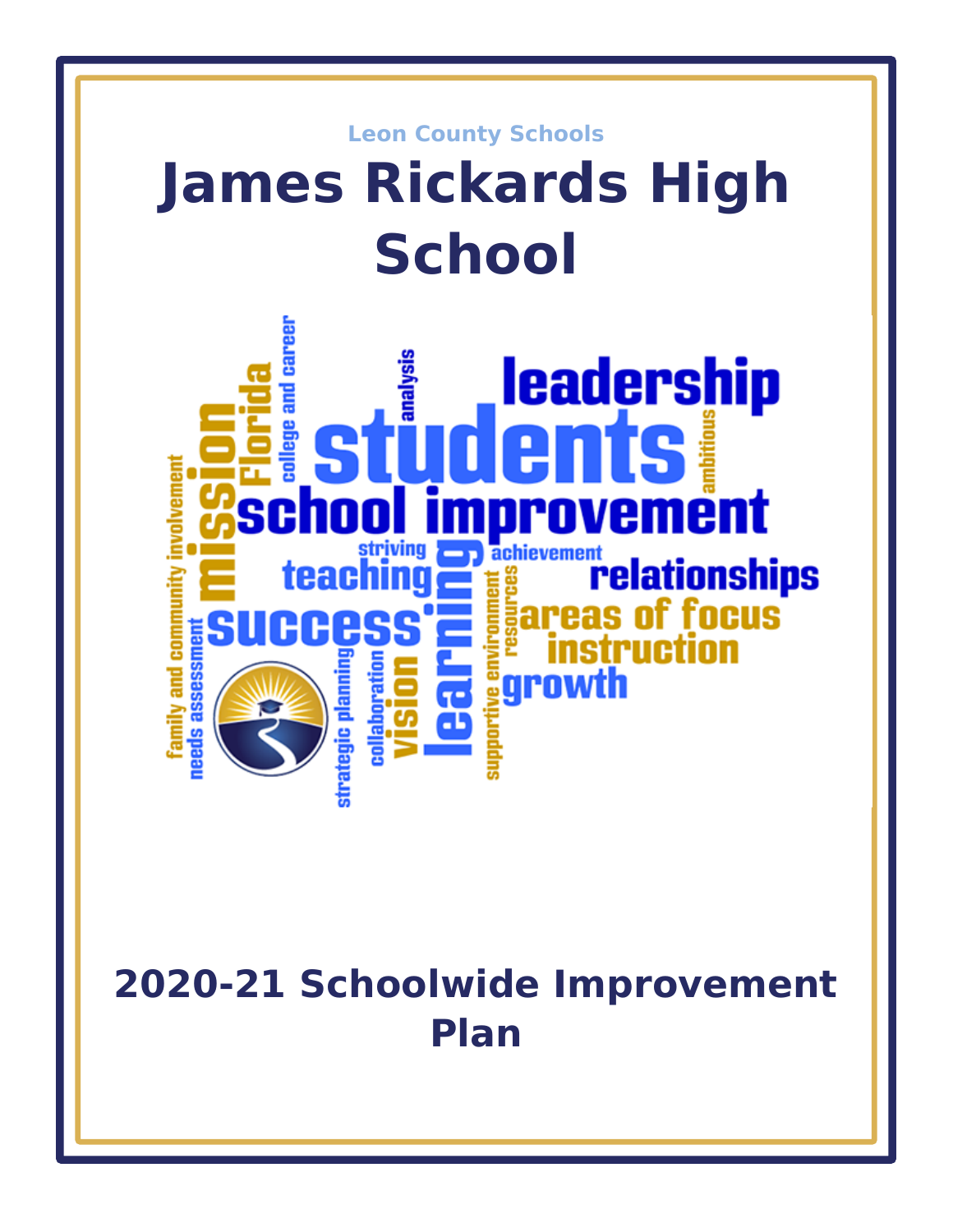Leon County Schools

# James Rickards High School

## 2020-21 Schoolwide Improvement Plan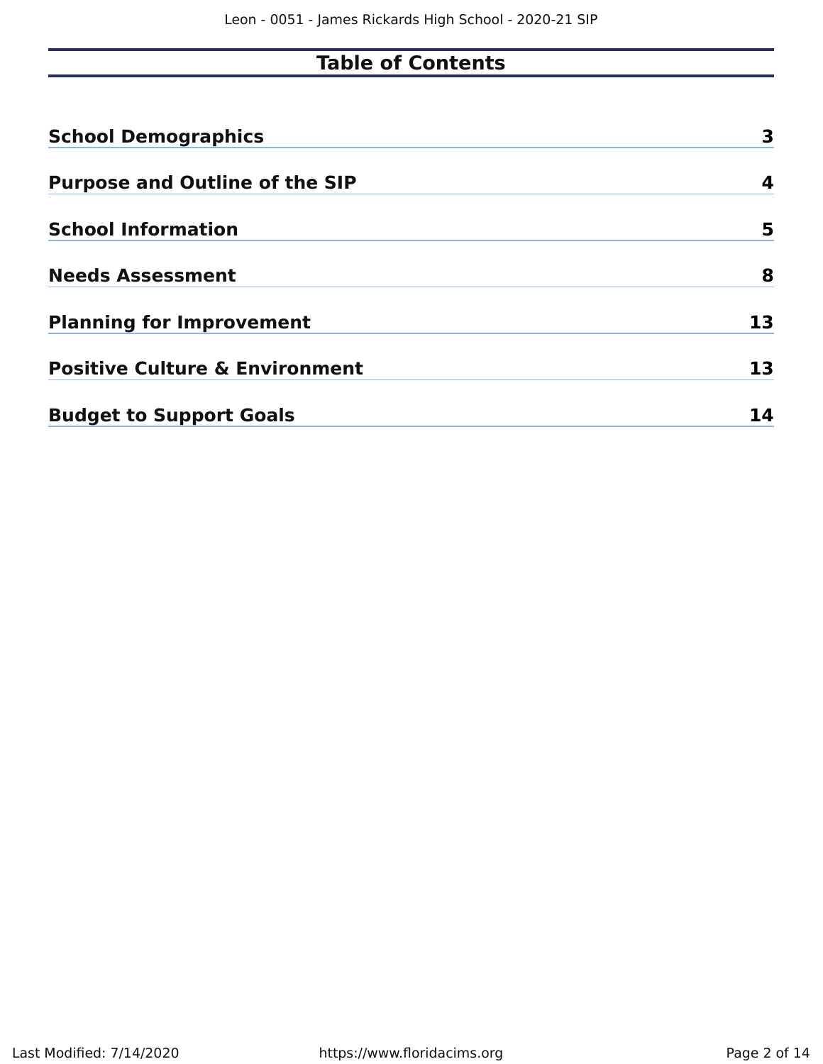# Table of Contents

| | |
|---|---|
| **School Demographics** | **3** |
| **Purpose and Outline of the SIP** | **4** |
| **School Information** | **5** |
| **Needs Assessment** | **8** |
| **Planning for Improvement** | **13** |
| **Positive Culture & Environment** | **13** |
| **Budget to Support Goals** | **14** |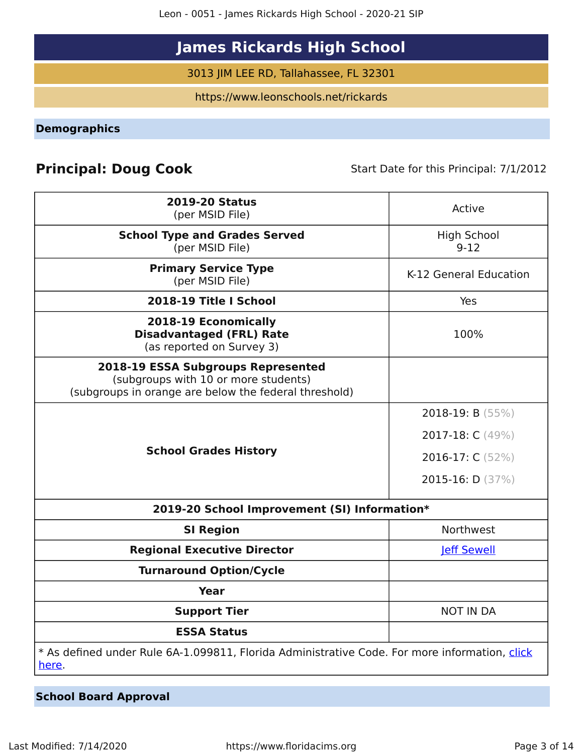# James Rickards High School

3013 JIM LEE RD, Tallahassee, FL 32301

https://www.leonschools.net/rickards

## Demographics

**Principal: Doug Cook**

Start Date for this Principal: 7/1/2012

| | |
|---|---|
| **2019-20 Status** (per MSID File) | Active |
| **School Type and Grades Served** (per MSID File) | High School 9-12 |
| **Primary Service Type** (per MSID File) | K-12 General Education |
| **2018-19 Title I School** | Yes |
| **2018-19 Economically Disadvantaged (FRL) Rate** (as reported on Survey 3) | 100% |
| **2018-19 ESSA Subgroups Represented** (subgroups with 10 or more students) (subgroups in orange are below the federal threshold) | |
| **School Grades History** | 2018-19: B (55%) 2017-18: C (49%) 2016-17: C (52%) 2015-16: D (37%) |
| **2019-20 School Improvement (SI) Information*** | |
| **SI Region** | Northwest |
| **Regional Executive Director** | [Jeff Sewell]() |
| **Turnaround Option/Cycle** | |
| **Year** | |
| **Support Tier** | NOT IN DA |
| **ESSA Status** | |

* As defined under Rule 6A-1.099811, Florida Administrative Code. For more information, [click here]().

## School Board Approval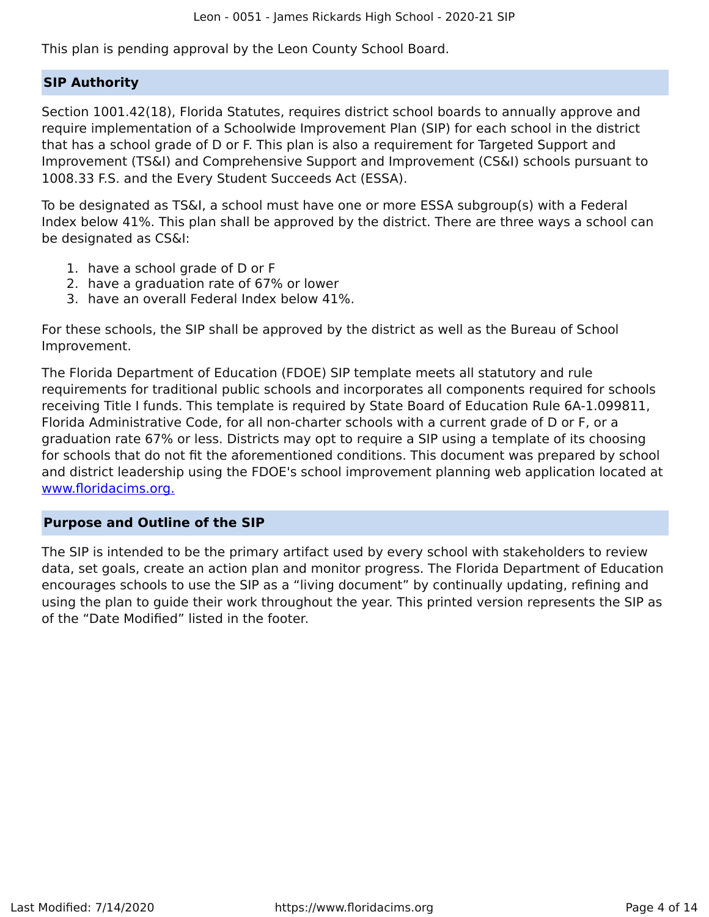This plan is pending approval by the Leon County School Board.

## SIP Authority

Section 1001.42(18), Florida Statutes, requires district school boards to annually approve and require implementation of a Schoolwide Improvement Plan (SIP) for each school in the district that has a school grade of D or F. This plan is also a requirement for Targeted Support and Improvement (TS&I) and Comprehensive Support and Improvement (CS&I) schools pursuant to 1008.33 F.S. and the Every Student Succeeds Act (ESSA).

To be designated as TS&I, a school must have one or more ESSA subgroup(s) with a Federal Index below 41%. This plan shall be approved by the district. There are three ways a school can be designated as CS&I:

1. have a school grade of D or F
2. have a graduation rate of 67% or lower
3. have an overall Federal Index below 41%.

For these schools, the SIP shall be approved by the district as well as the Bureau of School Improvement.

The Florida Department of Education (FDOE) SIP template meets all statutory and rule requirements for traditional public schools and incorporates all components required for schools receiving Title I funds. This template is required by State Board of Education Rule 6A-1.099811, Florida Administrative Code, for all non-charter schools with a current grade of D or F, or a graduation rate 67% or less. Districts may opt to require a SIP using a template of its choosing for schools that do not fit the aforementioned conditions. This document was prepared by school and district leadership using the FDOE's school improvement planning web application located at [www.floridacims.org.](https://www.floridacims.org)

## Purpose and Outline of the SIP

The SIP is intended to be the primary artifact used by every school with stakeholders to review data, set goals, create an action plan and monitor progress. The Florida Department of Education encourages schools to use the SIP as a "living document" by continually updating, refining and using the plan to guide their work throughout the year. This printed version represents the SIP as of the "Date Modified" listed in the footer.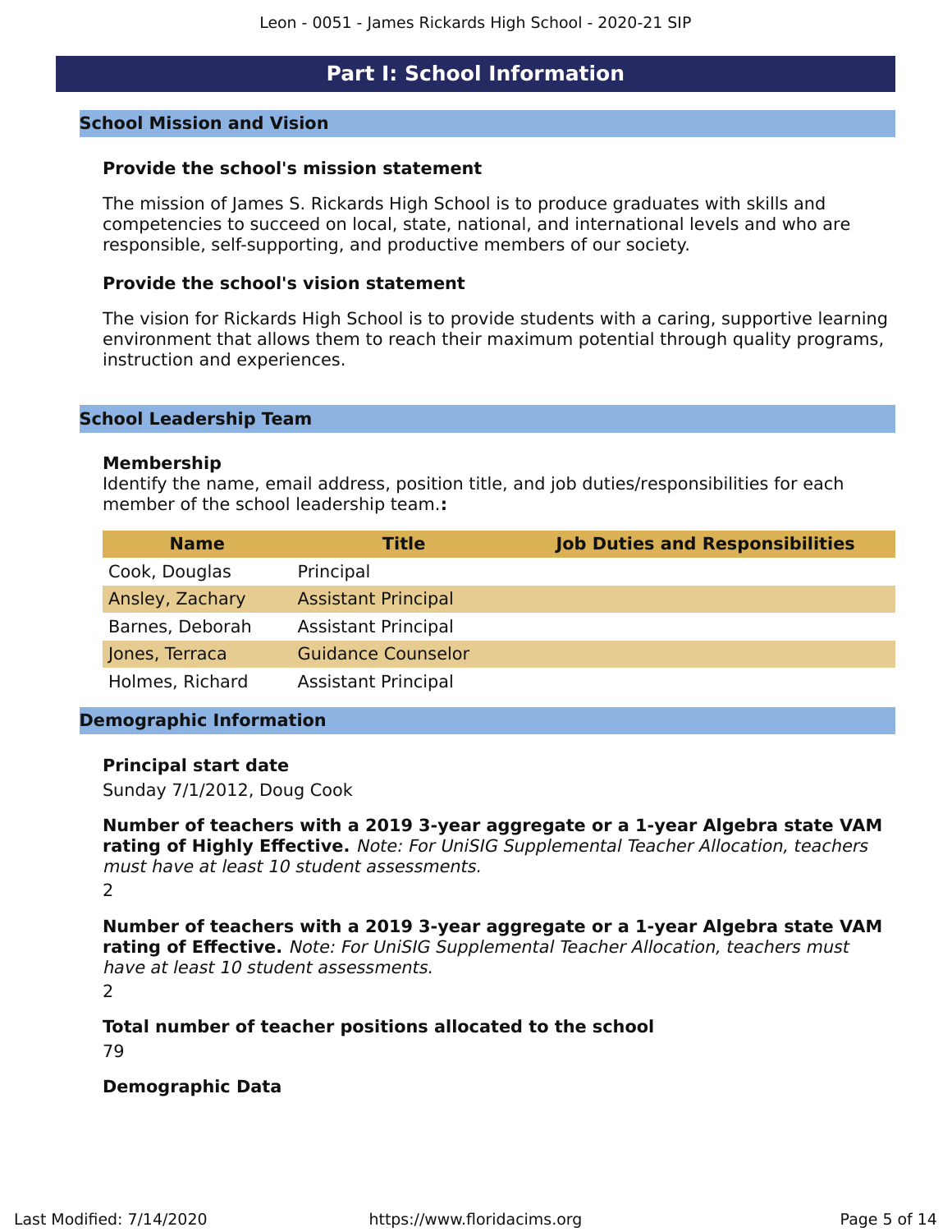# Part I: School Information

## School Mission and Vision

### Provide the school's mission statement

The mission of James S. Rickards High School is to produce graduates with skills and competencies to succeed on local, state, national, and international levels and who are responsible, self-supporting, and productive members of our society.

### Provide the school's vision statement

The vision for Rickards High School is to provide students with a caring, supportive learning environment that allows them to reach their maximum potential through quality programs, instruction and experiences.

## School Leadership Team

### Membership

Identify the name, email address, position title, and job duties/responsibilities for each member of the school leadership team.**:**

| Name | Title | Job Duties and Responsibilities |
|---|---|---|
| Cook, Douglas | Principal | |
| Ansley, Zachary | Assistant Principal | |
| Barnes, Deborah | Assistant Principal | |
| Jones, Terraca | Guidance Counselor | |
| Holmes, Richard | Assistant Principal | |

## Demographic Information

**Principal start date**

Sunday 7/1/2012, Doug Cook

**Number of teachers with a 2019 3-year aggregate or a 1-year Algebra state VAM rating of Highly Effective.** *Note: For UniSIG Supplemental Teacher Allocation, teachers must have at least 10 student assessments.*

2

**Number of teachers with a 2019 3-year aggregate or a 1-year Algebra state VAM rating of Effective.** *Note: For UniSIG Supplemental Teacher Allocation, teachers must have at least 10 student assessments.*

2

**Total number of teacher positions allocated to the school**

79

**Demographic Data**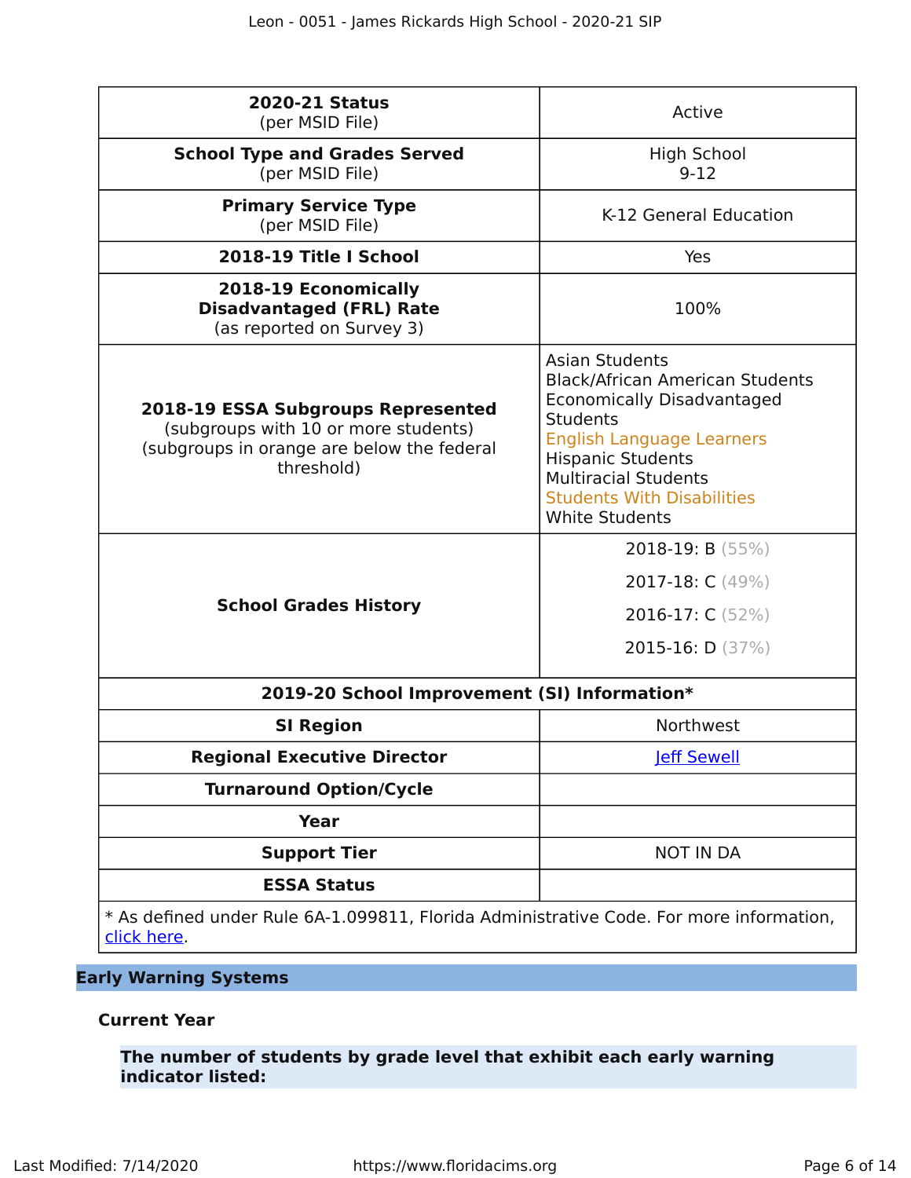| | |
|---|---|
| **2020-21 Status** (per MSID File) | Active |
| **School Type and Grades Served** (per MSID File) | High School 9-12 |
| **Primary Service Type** (per MSID File) | K-12 General Education |
| **2018-19 Title I School** | Yes |
| **2018-19 Economically Disadvantaged (FRL) Rate** (as reported on Survey 3) | 100% |
| **2018-19 ESSA Subgroups Represented** (subgroups with 10 or more students) (subgroups in orange are below the federal threshold) | Asian Students<br>Black/African American Students<br>Economically Disadvantaged Students<br>English Language Learners<br>Hispanic Students<br>Multiracial Students<br>Students With Disabilities<br>White Students |
| **School Grades History** | 2018-19: B (55%)<br>2017-18: C (49%)<br>2016-17: C (52%)<br>2015-16: D (37%) |
| **2019-20 School Improvement (SI) Information*** | |
| **SI Region** | Northwest |
| **Regional Executive Director** | Jeff Sewell |
| **Turnaround Option/Cycle** | |
| **Year** | |
| **Support Tier** | NOT IN DA |
| **ESSA Status** | |
| * As defined under Rule 6A-1.099811, Florida Administrative Code. For more information, click here. | |

## Early Warning Systems

### Current Year

#### The number of students by grade level that exhibit each early warning indicator listed: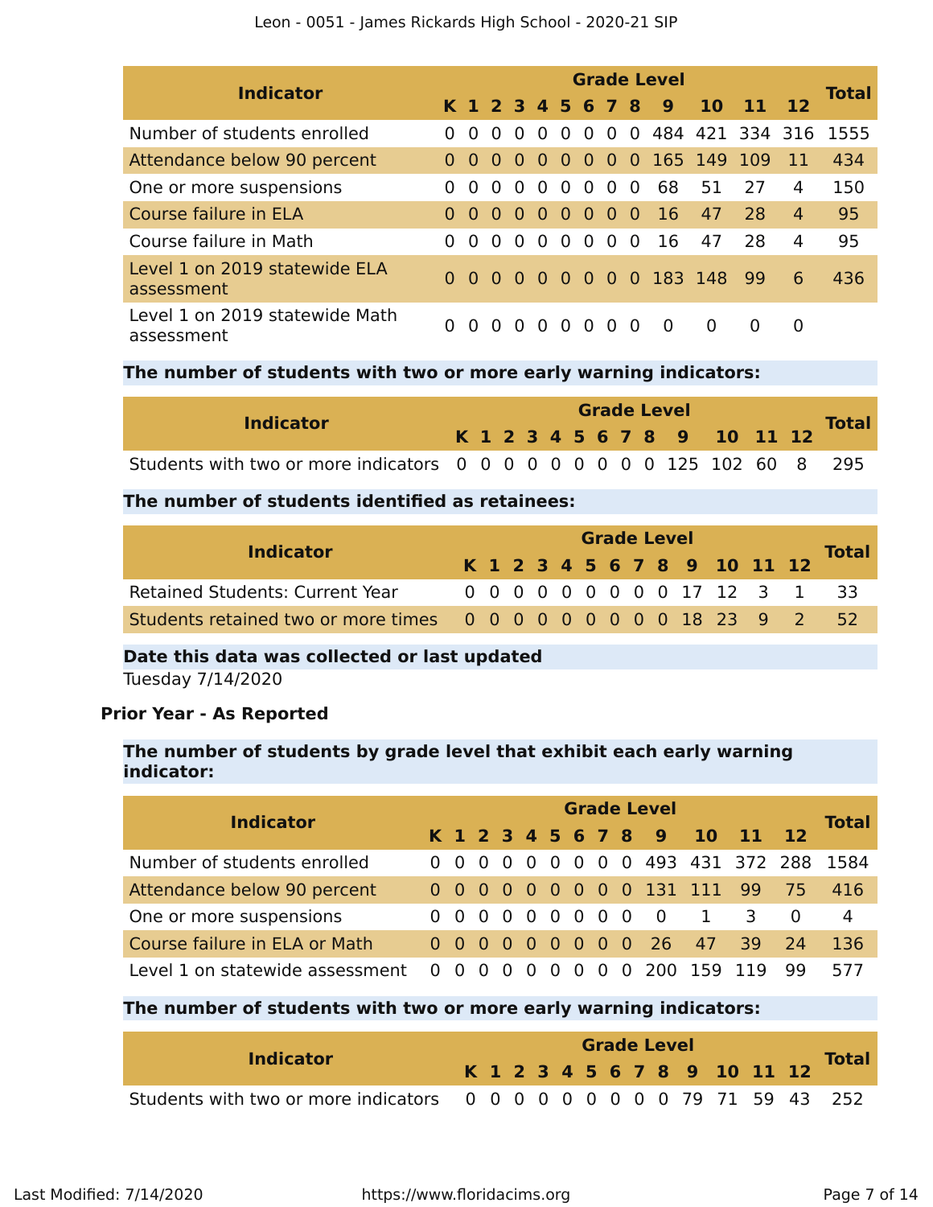| Indicator | Grade Level | | | | | | | | | | | | | Total |
|---|---|---|---|---|---|---|---|---|---|---|---|---|---|---|
| | K | 1 | 2 | 3 | 4 | 5 | 6 | 7 | 8 | 9 | 10 | 11 | 12 | |
| Number of students enrolled | 0 | 0 | 0 | 0 | 0 | 0 | 0 | 0 | 0 | 484 | 421 | 334 | 316 | 1555 |
| Attendance below 90 percent | 0 | 0 | 0 | 0 | 0 | 0 | 0 | 0 | 0 | 165 | 149 | 109 | 11 | 434 |
| One or more suspensions | 0 | 0 | 0 | 0 | 0 | 0 | 0 | 0 | 0 | 68 | 51 | 27 | 4 | 150 |
| Course failure in ELA | 0 | 0 | 0 | 0 | 0 | 0 | 0 | 0 | 0 | 16 | 47 | 28 | 4 | 95 |
| Course failure in Math | 0 | 0 | 0 | 0 | 0 | 0 | 0 | 0 | 0 | 16 | 47 | 28 | 4 | 95 |
| Level 1 on 2019 statewide ELA assessment | 0 | 0 | 0 | 0 | 0 | 0 | 0 | 0 | 0 | 183 | 148 | 99 | 6 | 436 |
| Level 1 on 2019 statewide Math assessment | 0 | 0 | 0 | 0 | 0 | 0 | 0 | 0 | 0 | 0 | 0 | 0 | 0 | |

**The number of students with two or more early warning indicators:**

| Indicator | Grade Level | | | | | | | | | | | | | Total |
|---|---|---|---|---|---|---|---|---|---|---|---|---|---|---|
| | K | 1 | 2 | 3 | 4 | 5 | 6 | 7 | 8 | 9 | 10 | 11 | 12 | |
| Students with two or more indicators | 0 | 0 | 0 | 0 | 0 | 0 | 0 | 0 | 0 | 125 | 102 | 60 | 8 | 295 |

**The number of students identified as retainees:**

| Indicator | Grade Level | | | | | | | | | | | | | Total |
|---|---|---|---|---|---|---|---|---|---|---|---|---|---|---|
| | K | 1 | 2 | 3 | 4 | 5 | 6 | 7 | 8 | 9 | 10 | 11 | 12 | |
| Retained Students: Current Year | 0 | 0 | 0 | 0 | 0 | 0 | 0 | 0 | 0 | 17 | 12 | 3 | 1 | 33 |
| Students retained two or more times | 0 | 0 | 0 | 0 | 0 | 0 | 0 | 0 | 0 | 18 | 23 | 9 | 2 | 52 |

**Date this data was collected or last updated**

Tuesday 7/14/2020

### Prior Year - As Reported

**The number of students by grade level that exhibit each early warning indicator:**

| Indicator | Grade Level | | | | | | | | | | | | | Total |
|---|---|---|---|---|---|---|---|---|---|---|---|---|---|---|
| | K | 1 | 2 | 3 | 4 | 5 | 6 | 7 | 8 | 9 | 10 | 11 | 12 | |
| Number of students enrolled | 0 | 0 | 0 | 0 | 0 | 0 | 0 | 0 | 0 | 493 | 431 | 372 | 288 | 1584 |
| Attendance below 90 percent | 0 | 0 | 0 | 0 | 0 | 0 | 0 | 0 | 0 | 131 | 111 | 99 | 75 | 416 |
| One or more suspensions | 0 | 0 | 0 | 0 | 0 | 0 | 0 | 0 | 0 | 0 | 1 | 3 | 0 | 4 |
| Course failure in ELA or Math | 0 | 0 | 0 | 0 | 0 | 0 | 0 | 0 | 0 | 26 | 47 | 39 | 24 | 136 |
| Level 1 on statewide assessment | 0 | 0 | 0 | 0 | 0 | 0 | 0 | 0 | 0 | 200 | 159 | 119 | 99 | 577 |

**The number of students with two or more early warning indicators:**

| Indicator | Grade Level | | | | | | | | | | | | | Total |
|---|---|---|---|---|---|---|---|---|---|---|---|---|---|---|
| | K | 1 | 2 | 3 | 4 | 5 | 6 | 7 | 8 | 9 | 10 | 11 | 12 | |
| Students with two or more indicators | 0 | 0 | 0 | 0 | 0 | 0 | 0 | 0 | 0 | 79 | 71 | 59 | 43 | 252 |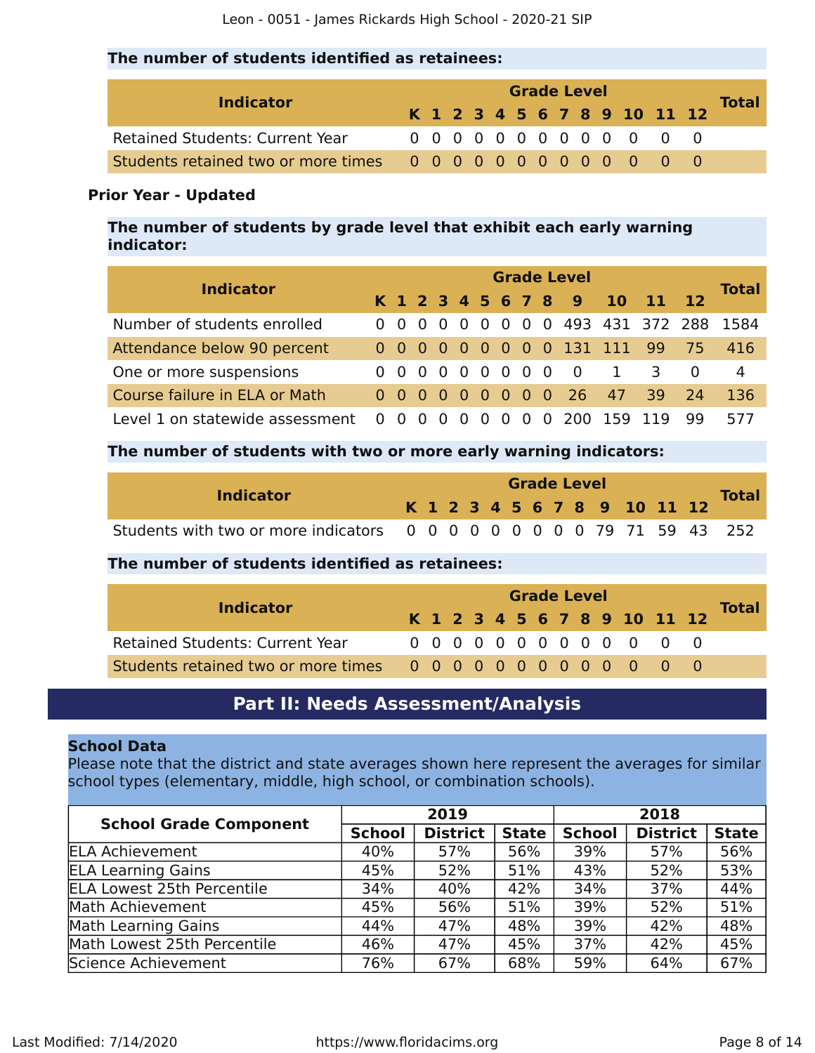### The number of students identified as retainees:

| Indicator | K | 1 | 2 | 3 | 4 | 5 | 6 | 7 | 8 | 9 | 10 | 11 | 12 | Total |
|---|---|---|---|---|---|---|---|---|---|---|---|---|---|---|
| Retained Students: Current Year | 0 | 0 | 0 | 0 | 0 | 0 | 0 | 0 | 0 | 0 | 0 | 0 | 0 | |
| Students retained two or more times | 0 | 0 | 0 | 0 | 0 | 0 | 0 | 0 | 0 | 0 | 0 | 0 | 0 | |

**Prior Year - Updated**

### The number of students by grade level that exhibit each early warning indicator:

| Indicator | K | 1 | 2 | 3 | 4 | 5 | 6 | 7 | 8 | 9 | 10 | 11 | 12 | Total |
|---|---|---|---|---|---|---|---|---|---|---|---|---|---|---|
| Number of students enrolled | 0 | 0 | 0 | 0 | 0 | 0 | 0 | 0 | 0 | 493 | 431 | 372 | 288 | 1584 |
| Attendance below 90 percent | 0 | 0 | 0 | 0 | 0 | 0 | 0 | 0 | 0 | 131 | 111 | 99 | 75 | 416 |
| One or more suspensions | 0 | 0 | 0 | 0 | 0 | 0 | 0 | 0 | 0 | 0 | 1 | 3 | 0 | 4 |
| Course failure in ELA or Math | 0 | 0 | 0 | 0 | 0 | 0 | 0 | 0 | 0 | 26 | 47 | 39 | 24 | 136 |
| Level 1 on statewide assessment | 0 | 0 | 0 | 0 | 0 | 0 | 0 | 0 | 0 | 200 | 159 | 119 | 99 | 577 |

### The number of students with two or more early warning indicators:

| Indicator | K | 1 | 2 | 3 | 4 | 5 | 6 | 7 | 8 | 9 | 10 | 11 | 12 | Total |
|---|---|---|---|---|---|---|---|---|---|---|---|---|---|---|
| Students with two or more indicators | 0 | 0 | 0 | 0 | 0 | 0 | 0 | 0 | 0 | 79 | 71 | 59 | 43 | 252 |

### The number of students identified as retainees:

| Indicator | K | 1 | 2 | 3 | 4 | 5 | 6 | 7 | 8 | 9 | 10 | 11 | 12 | Total |
|---|---|---|---|---|---|---|---|---|---|---|---|---|---|---|
| Retained Students: Current Year | 0 | 0 | 0 | 0 | 0 | 0 | 0 | 0 | 0 | 0 | 0 | 0 | 0 | |
| Students retained two or more times | 0 | 0 | 0 | 0 | 0 | 0 | 0 | 0 | 0 | 0 | 0 | 0 | 0 | |

## Part II: Needs Assessment/Analysis

**School Data**

Please note that the district and state averages shown here represent the averages for similar school types (elementary, middle, high school, or combination schools).

| School Grade Component | 2019 | | | 2018 | | |
|---|---|---|---|---|---|---|
| | School | District | State | School | District | State |
| ELA Achievement | 40% | 57% | 56% | 39% | 57% | 56% |
| ELA Learning Gains | 45% | 52% | 51% | 43% | 52% | 53% |
| ELA Lowest 25th Percentile | 34% | 40% | 42% | 34% | 37% | 44% |
| Math Achievement | 45% | 56% | 51% | 39% | 52% | 51% |
| Math Learning Gains | 44% | 47% | 48% | 39% | 42% | 48% |
| Math Lowest 25th Percentile | 46% | 47% | 45% | 37% | 42% | 45% |
| Science Achievement | 76% | 67% | 68% | 59% | 64% | 67% |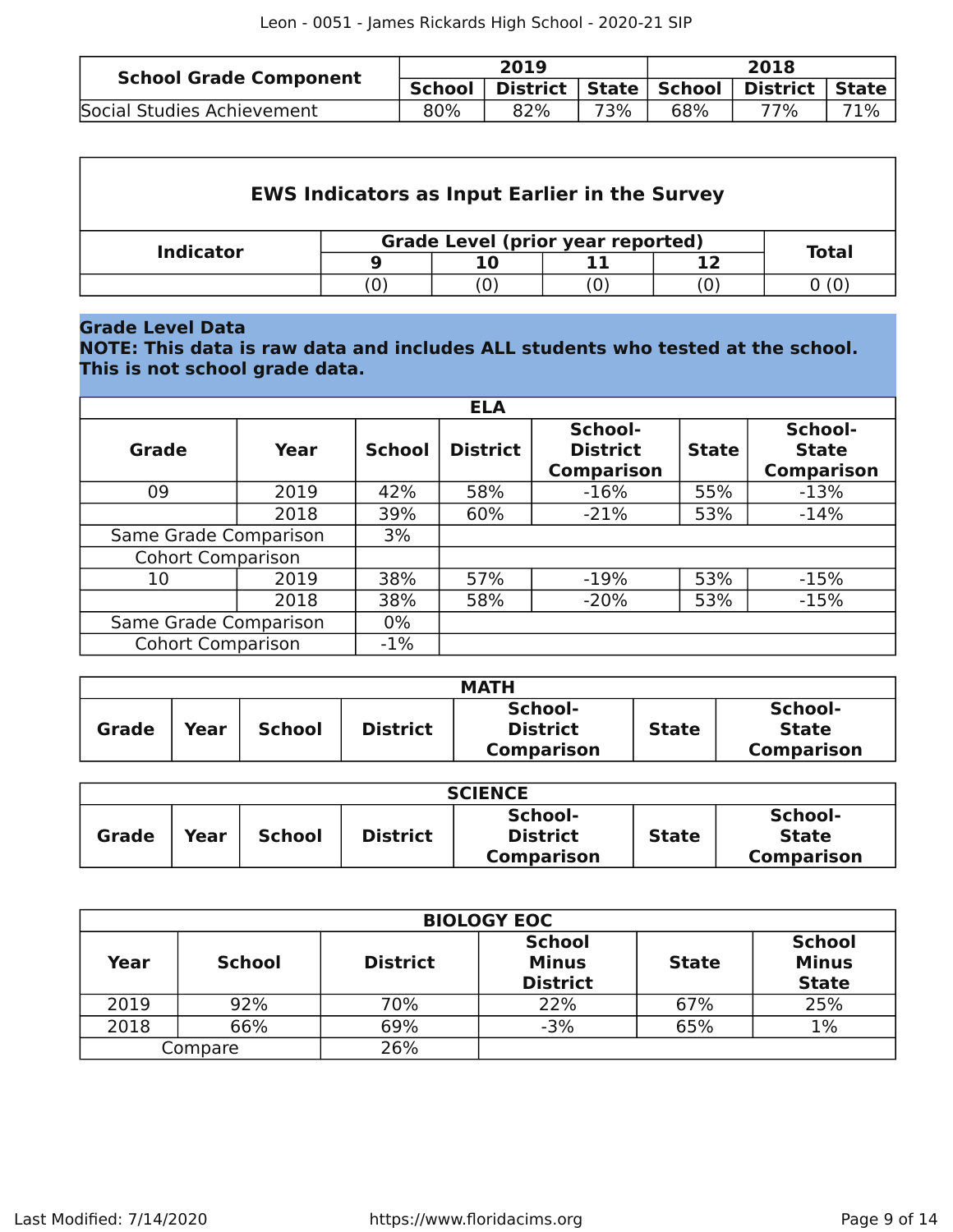| School Grade Component | 2019 | | | 2018 | | |
|---|---|---|---|---|---|---|
| | School | District | State | School | District | State |
| Social Studies Achievement | 80% | 82% | 73% | 68% | 77% | 71% |

| EWS Indicators as Input Earlier in the Survey | | | | | |
|---|---|---|---|---|---|
| Indicator | Grade Level (prior year reported) | | | | Total |
| | 9 | 10 | 11 | 12 | |
| | (0) | (0) | (0) | (0) | 0 (0) |

## Grade Level Data

**NOTE: This data is raw data and includes ALL students who tested at the school. This is not school grade data.**

| ELA | | | | | | |
|---|---|---|---|---|---|---|
| Grade | Year | School | District | School-District Comparison | State | School-State Comparison |
| 09 | 2019 | 42% | 58% | -16% | 55% | -13% |
| | 2018 | 39% | 60% | -21% | 53% | -14% |
| Same Grade Comparison | | 3% | | | | |
| Cohort Comparison | | | | | | |
| 10 | 2019 | 38% | 57% | -19% | 53% | -15% |
| | 2018 | 38% | 58% | -20% | 53% | -15% |
| Same Grade Comparison | | 0% | | | | |
| Cohort Comparison | | -1% | | | | |

| MATH | | | | | | |
|---|---|---|---|---|---|---|
| Grade | Year | School | District | School-District Comparison | State | School-State Comparison |

| SCIENCE | | | | | | |
|---|---|---|---|---|---|---|
| Grade | Year | School | District | School-District Comparison | State | School-State Comparison |

| BIOLOGY EOC | | | | | |
|---|---|---|---|---|---|
| Year | School | District | School Minus District | State | School Minus State |
| 2019 | 92% | 70% | 22% | 67% | 25% |
| 2018 | 66% | 69% | -3% | 65% | 1% |
| Compare | | 26% | | | |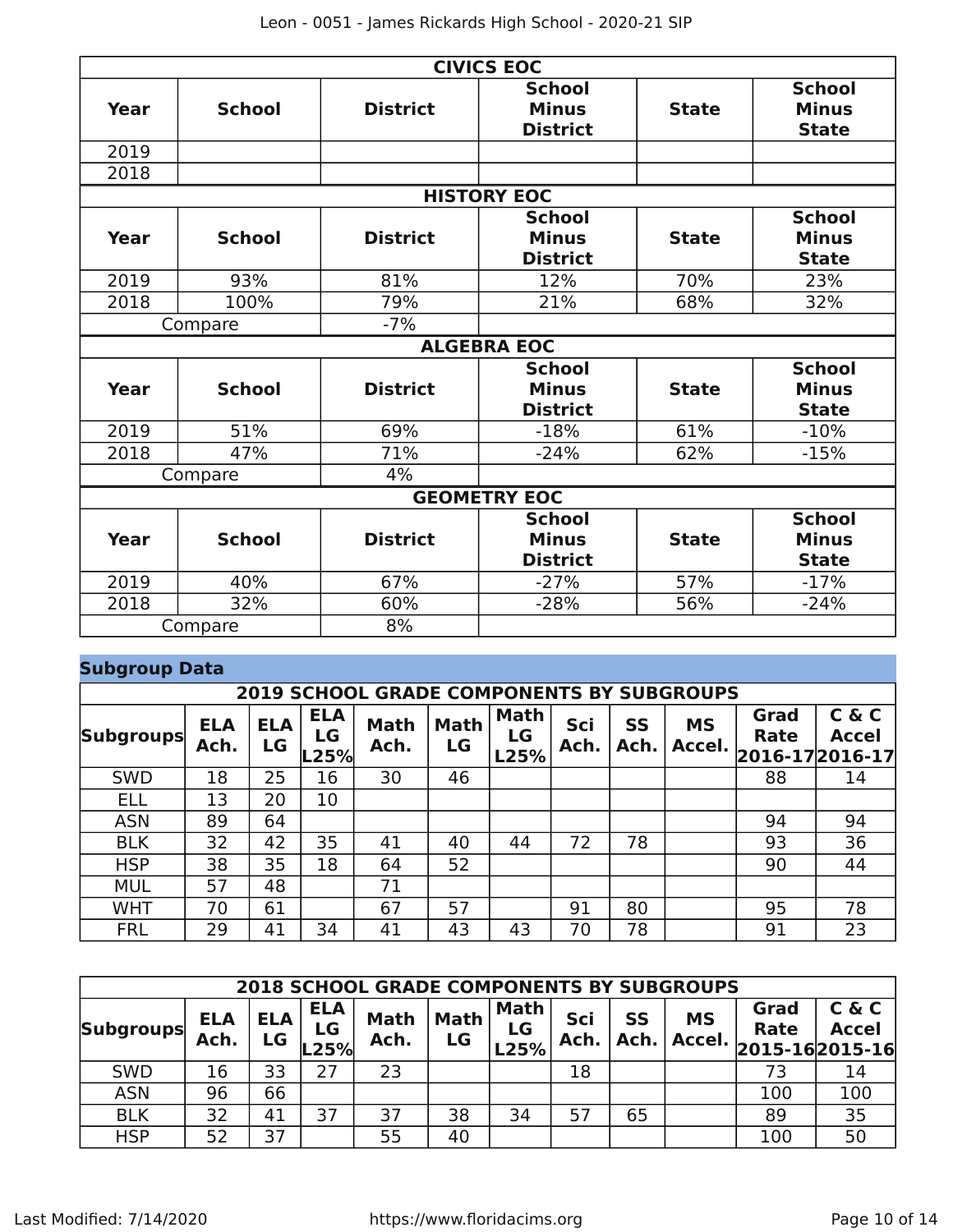| CIVICS EOC | | | | | |
|---|---|---|---|---|---|
| Year | School | District | School Minus District | State | School Minus State |
| 2019 | | | | | |
| 2018 | | | | | |

| HISTORY EOC | | | | | |
|---|---|---|---|---|---|
| Year | School | District | School Minus District | State | School Minus State |
| 2019 | 93% | 81% | 12% | 70% | 23% |
| 2018 | 100% | 79% | 21% | 68% | 32% |
| Compare | | -7% | | | |

| ALGEBRA EOC | | | | | |
|---|---|---|---|---|---|
| Year | School | District | School Minus District | State | School Minus State |
| 2019 | 51% | 69% | -18% | 61% | -10% |
| 2018 | 47% | 71% | -24% | 62% | -15% |
| Compare | | 4% | | | |

| GEOMETRY EOC | | | | | |
|---|---|---|---|---|---|
| Year | School | District | School Minus District | State | School Minus State |
| 2019 | 40% | 67% | -27% | 57% | -17% |
| 2018 | 32% | 60% | -28% | 56% | -24% |
| Compare | | 8% | | | |

## Subgroup Data

| 2019 SCHOOL GRADE COMPONENTS BY SUBGROUPS | | | | | | | | | | | |
|---|---|---|---|---|---|---|---|---|---|---|---|
| Subgroups | ELA Ach. | ELA LG | ELA LG L25% | Math Ach. | Math LG | Math LG L25% | Sci Ach. | SS Ach. | MS Accel. | Grad Rate 2016-17 | C & C Accel 2016-17 |
| SWD | 18 | 25 | 16 | 30 | 46 | | | | | 88 | 14 |
| ELL | 13 | 20 | 10 | | | | | | | | |
| ASN | 89 | 64 | | | | | | | | 94 | 94 |
| BLK | 32 | 42 | 35 | 41 | 40 | 44 | 72 | 78 | | 93 | 36 |
| HSP | 38 | 35 | 18 | 64 | 52 | | | | | 90 | 44 |
| MUL | 57 | 48 | | 71 | | | | | | | |
| WHT | 70 | 61 | | 67 | 57 | | 91 | 80 | | 95 | 78 |
| FRL | 29 | 41 | 34 | 41 | 43 | 43 | 70 | 78 | | 91 | 23 |

| 2018 SCHOOL GRADE COMPONENTS BY SUBGROUPS | | | | | | | | | | | |
|---|---|---|---|---|---|---|---|---|---|---|---|
| Subgroups | ELA Ach. | ELA LG | ELA LG L25% | Math Ach. | Math LG | Math LG L25% | Sci Ach. | SS Ach. | MS Accel. | Grad Rate 2015-16 | C & C Accel 2015-16 |
| SWD | 16 | 33 | 27 | 23 | | | 18 | | | 73 | 14 |
| ASN | 96 | 66 | | | | | | | | 100 | 100 |
| BLK | 32 | 41 | 37 | 37 | 38 | 34 | 57 | 65 | | 89 | 35 |
| HSP | 52 | 37 | | 55 | 40 | | | | | 100 | 50 |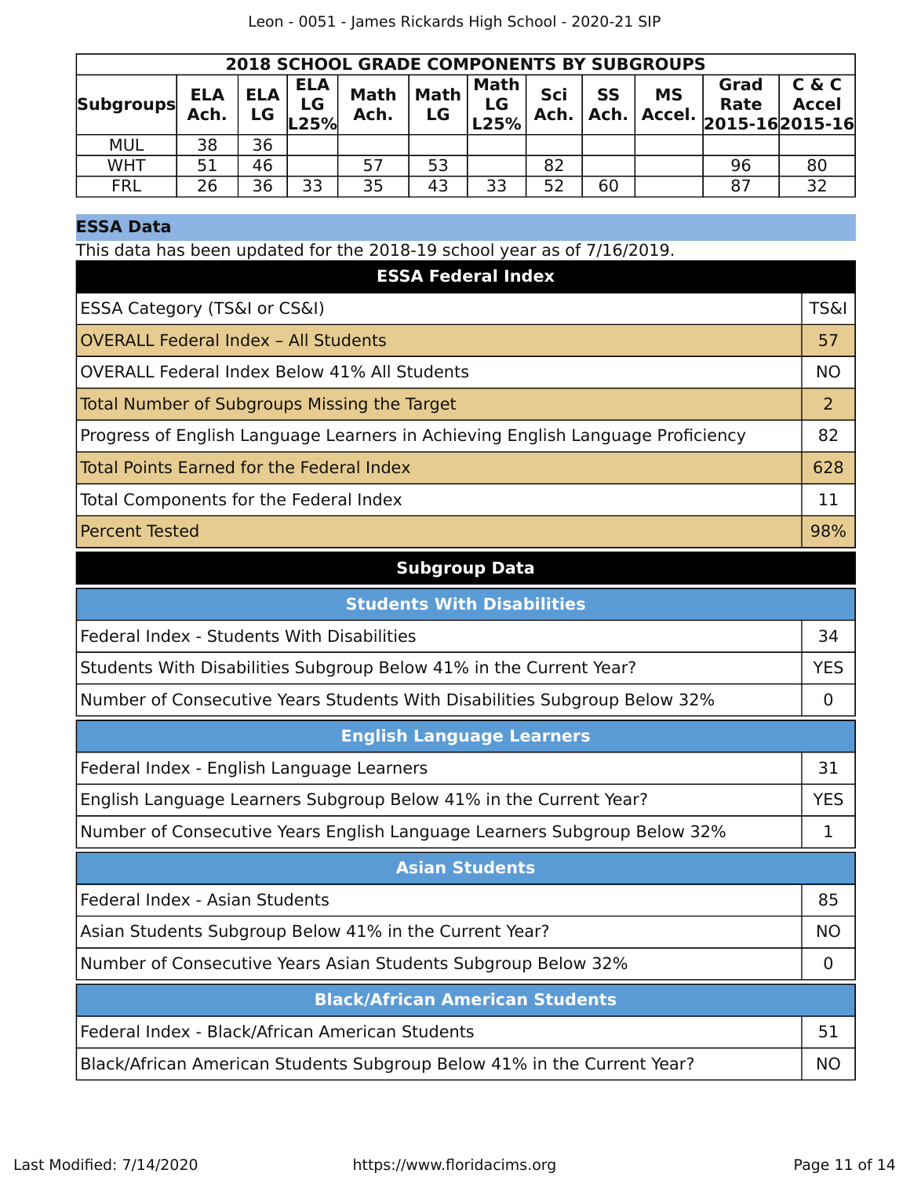| 2018 SCHOOL GRADE COMPONENTS BY SUBGROUPS | | | | | | | | | | | |
|---|---|---|---|---|---|---|---|---|---|---|---|
| Subgroups | ELA Ach. | ELA LG | ELA LG L25% | Math Ach. | Math LG | Math LG L25% | Sci Ach. | SS Ach. | MS Accel. | Grad Rate 2015-16 | C & C Accel 2015-16 |
| MUL | 38 | 36 | | | | | | | | | |
| WHT | 51 | 46 | | 57 | 53 | | 82 | | | 96 | 80 |
| FRL | 26 | 36 | 33 | 35 | 43 | 33 | 52 | 60 | | 87 | 32 |

## ESSA Data

This data has been updated for the 2018-19 school year as of 7/16/2019.

| ESSA Federal Index | |
|---|---|
| ESSA Category (TS&I or CS&I) | TS&I |
| OVERALL Federal Index – All Students | 57 |
| OVERALL Federal Index Below 41% All Students | NO |
| Total Number of Subgroups Missing the Target | 2 |
| Progress of English Language Learners in Achieving English Language Proficiency | 82 |
| Total Points Earned for the Federal Index | 628 |
| Total Components for the Federal Index | 11 |
| Percent Tested | 98% |

### Subgroup Data

| Students With Disabilities | |
|---|---|
| Federal Index - Students With Disabilities | 34 |
| Students With Disabilities Subgroup Below 41% in the Current Year? | YES |
| Number of Consecutive Years Students With Disabilities Subgroup Below 32% | 0 |

| English Language Learners | |
|---|---|
| Federal Index - English Language Learners | 31 |
| English Language Learners Subgroup Below 41% in the Current Year? | YES |
| Number of Consecutive Years English Language Learners Subgroup Below 32% | 1 |

| Asian Students | |
|---|---|
| Federal Index - Asian Students | 85 |
| Asian Students Subgroup Below 41% in the Current Year? | NO |
| Number of Consecutive Years Asian Students Subgroup Below 32% | 0 |

| Black/African American Students | |
|---|---|
| Federal Index - Black/African American Students | 51 |
| Black/African American Students Subgroup Below 41% in the Current Year? | NO |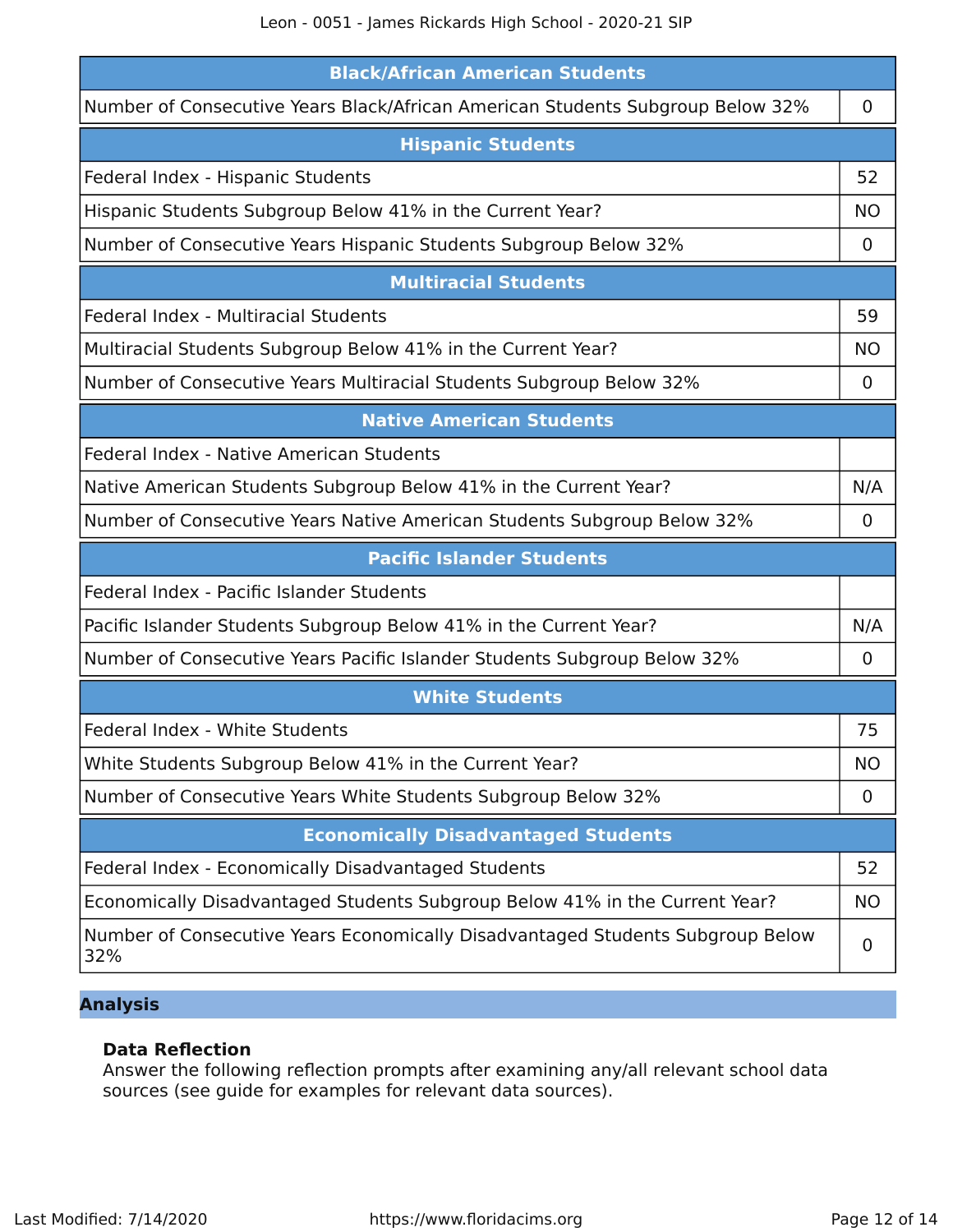| Black/African American Students | |
|---|---|
| Number of Consecutive Years Black/African American Students Subgroup Below 32% | 0 |

| Hispanic Students | |
|---|---|
| Federal Index - Hispanic Students | 52 |
| Hispanic Students Subgroup Below 41% in the Current Year? | NO |
| Number of Consecutive Years Hispanic Students Subgroup Below 32% | 0 |

| Multiracial Students | |
|---|---|
| Federal Index - Multiracial Students | 59 |
| Multiracial Students Subgroup Below 41% in the Current Year? | NO |
| Number of Consecutive Years Multiracial Students Subgroup Below 32% | 0 |

| Native American Students | |
|---|---|
| Federal Index - Native American Students | |
| Native American Students Subgroup Below 41% in the Current Year? | N/A |
| Number of Consecutive Years Native American Students Subgroup Below 32% | 0 |

| Pacific Islander Students | |
|---|---|
| Federal Index - Pacific Islander Students | |
| Pacific Islander Students Subgroup Below 41% in the Current Year? | N/A |
| Number of Consecutive Years Pacific Islander Students Subgroup Below 32% | 0 |

| White Students | |
|---|---|
| Federal Index - White Students | 75 |
| White Students Subgroup Below 41% in the Current Year? | NO |
| Number of Consecutive Years White Students Subgroup Below 32% | 0 |

| Economically Disadvantaged Students | |
|---|---|
| Federal Index - Economically Disadvantaged Students | 52 |
| Economically Disadvantaged Students Subgroup Below 41% in the Current Year? | NO |
| Number of Consecutive Years Economically Disadvantaged Students Subgroup Below 32% | 0 |

## Analysis

### Data Reflection

Answer the following reflection prompts after examining any/all relevant school data sources (see guide for examples for relevant data sources).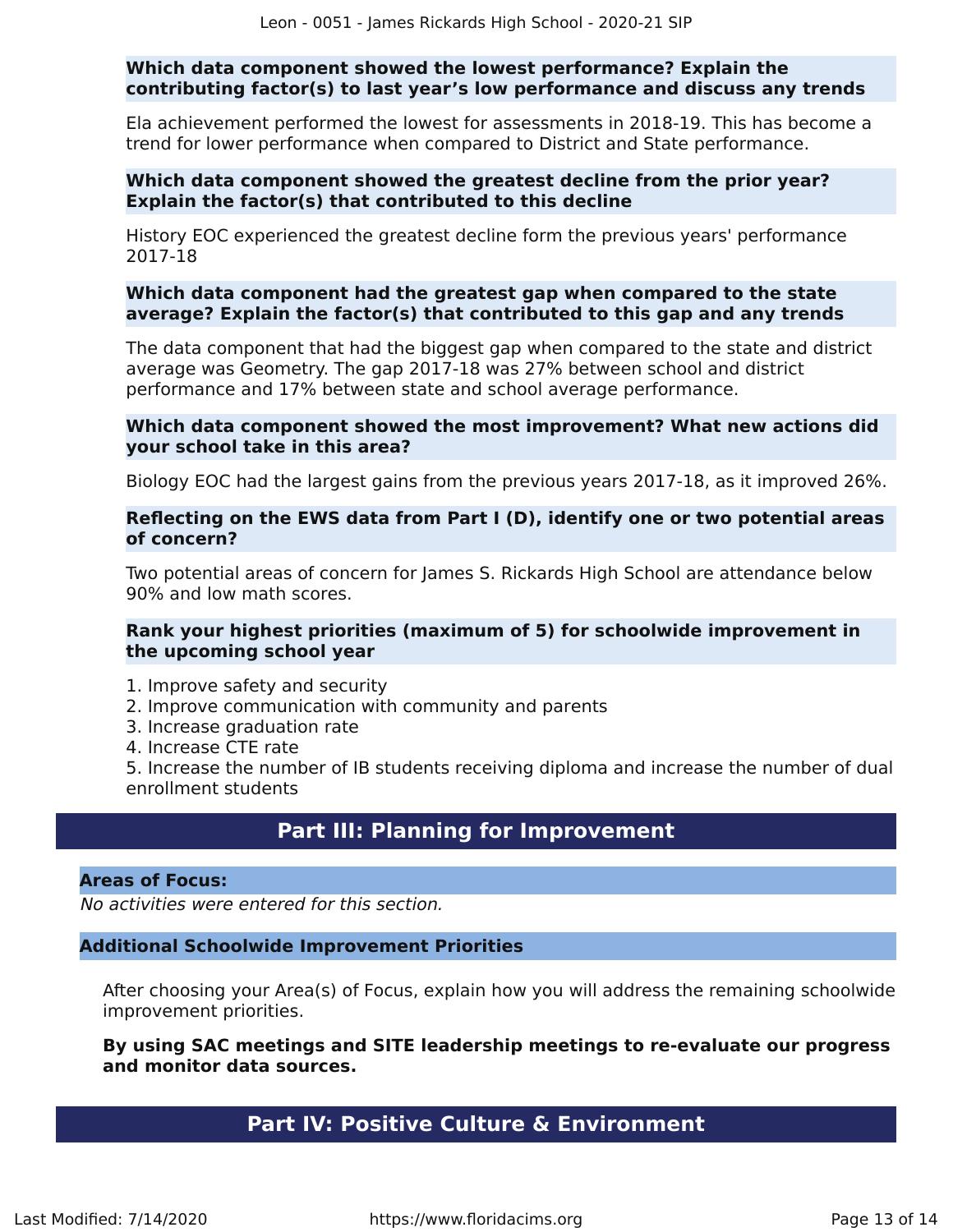**Which data component showed the lowest performance? Explain the contributing factor(s) to last year's low performance and discuss any trends**

Ela achievement performed the lowest for assessments in 2018-19. This has become a trend for lower performance when compared to District and State performance.

**Which data component showed the greatest decline from the prior year? Explain the factor(s) that contributed to this decline**

History EOC experienced the greatest decline form the previous years' performance 2017-18

**Which data component had the greatest gap when compared to the state average? Explain the factor(s) that contributed to this gap and any trends**

The data component that had the biggest gap when compared to the state and district average was Geometry. The gap 2017-18 was 27% between school and district performance and 17% between state and school average performance.

**Which data component showed the most improvement? What new actions did your school take in this area?**

Biology EOC had the largest gains from the previous years 2017-18, as it improved 26%.

**Reflecting on the EWS data from Part I (D), identify one or two potential areas of concern?**

Two potential areas of concern for James S. Rickards High School are attendance below 90% and low math scores.

**Rank your highest priorities (maximum of 5) for schoolwide improvement in the upcoming school year**

1. Improve safety and security
2. Improve communication with community and parents
3. Increase graduation rate
4. Increase CTE rate
5. Increase the number of IB students receiving diploma and increase the number of dual enrollment students

## Part III: Planning for Improvement

### Areas of Focus:

*No activities were entered for this section.*

### Additional Schoolwide Improvement Priorities

After choosing your Area(s) of Focus, explain how you will address the remaining schoolwide improvement priorities.

**By using SAC meetings and SITE leadership meetings to re-evaluate our progress and monitor data sources.**

## Part IV: Positive Culture & Environment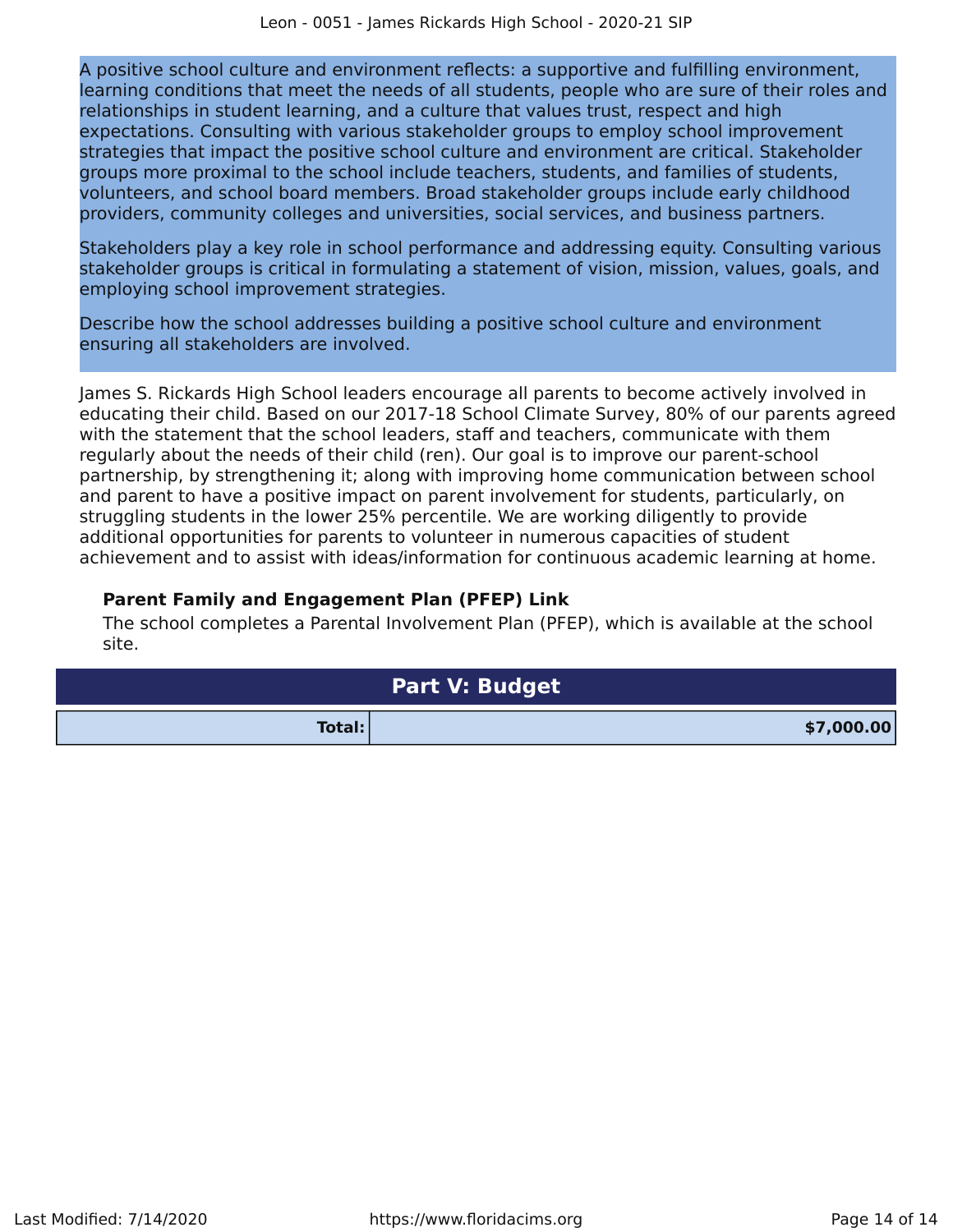A positive school culture and environment reflects: a supportive and fulfilling environment, learning conditions that meet the needs of all students, people who are sure of their roles and relationships in student learning, and a culture that values trust, respect and high expectations. Consulting with various stakeholder groups to employ school improvement strategies that impact the positive school culture and environment are critical. Stakeholder groups more proximal to the school include teachers, students, and families of students, volunteers, and school board members. Broad stakeholder groups include early childhood providers, community colleges and universities, social services, and business partners.

Stakeholders play a key role in school performance and addressing equity. Consulting various stakeholder groups is critical in formulating a statement of vision, mission, values, goals, and employing school improvement strategies.

Describe how the school addresses building a positive school culture and environment ensuring all stakeholders are involved.

James S. Rickards High School leaders encourage all parents to become actively involved in educating their child. Based on our 2017-18 School Climate Survey, 80% of our parents agreed with the statement that the school leaders, staff and teachers, communicate with them regularly about the needs of their child (ren). Our goal is to improve our parent-school partnership, by strengthening it; along with improving home communication between school and parent to have a positive impact on parent involvement for students, particularly, on struggling students in the lower 25% percentile. We are working diligently to provide additional opportunities for parents to volunteer in numerous capacities of student achievement and to assist with ideas/information for continuous academic learning at home.

### Parent Family and Engagement Plan (PFEP) Link

The school completes a Parental Involvement Plan (PFEP), which is available at the school site.

## Part V: Budget

| | |
|---|---|
| **Total:** | **$7,000.00** |